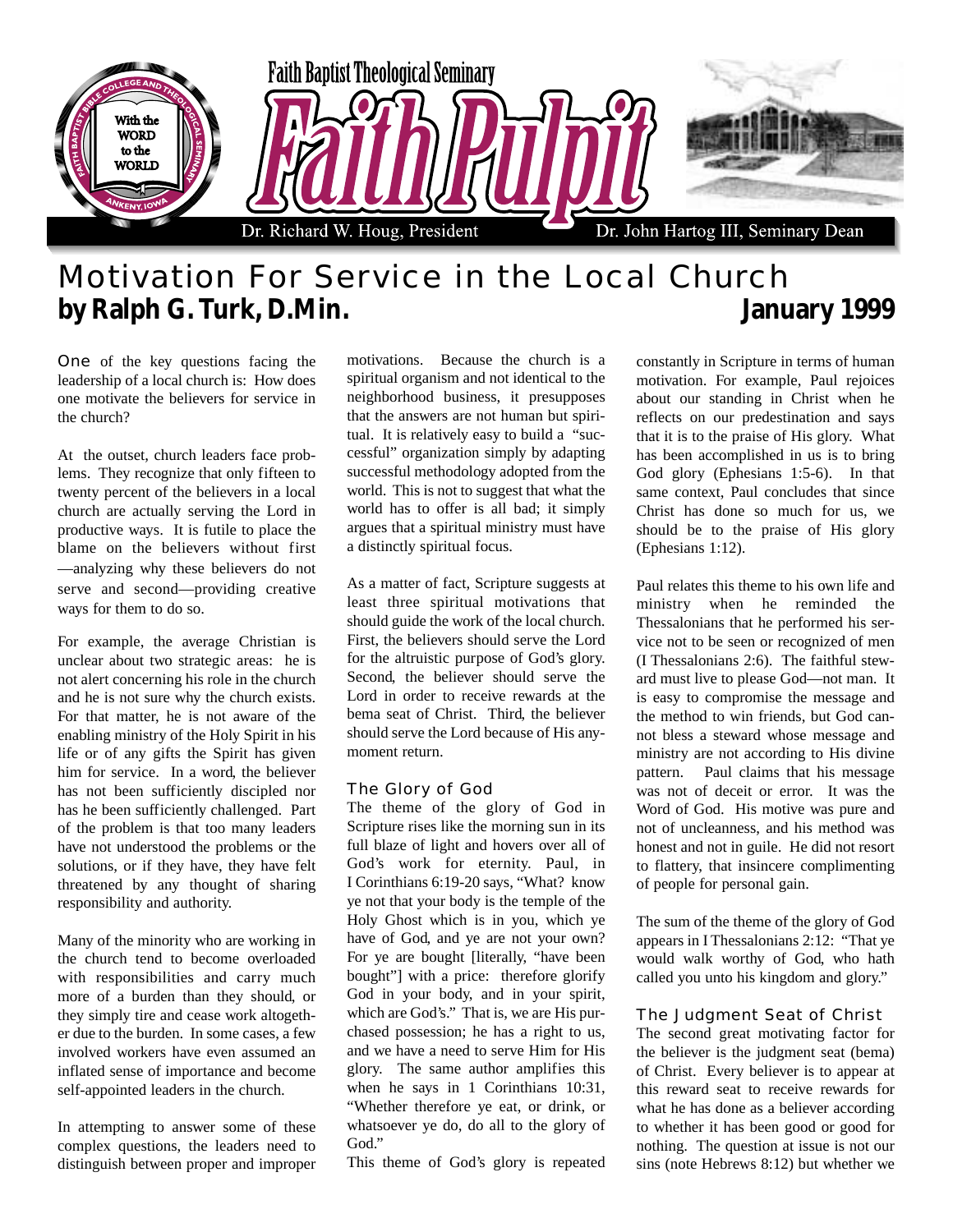Faith Baptist Theological Seminary

# Faith Pulpit

Dr. Richard W. Houg, President — Dr. John Hartog III, Seminary Dean

# Motivation For Service in the Local Church

**by Ralph G. Turk, D.Min.** — **January 1999**

One of the key questions facing the leadership of a local church is: How does one motivate the believers for service in the church?

At the outset, church leaders face problems. They recognize that only fifteen to twenty percent of the believers in a local church are actually serving the Lord in productive ways. It is futile to place the blame on the believers without first—analyzing why these believers do not serve and second—providing creative ways for them to do so.

For example, the average Christian is unclear about two strategic areas: he is not alert concerning his role in the church and he is not sure why the church exists. For that matter, he is not aware of the enabling ministry of the Holy Spirit in his life or of any gifts the Spirit has given him for service. In a word, the believer has not been sufficiently discipled nor has he been sufficiently challenged. Part of the problem is that too many leaders have not understood the problems or the solutions, or if they have, they have felt threatened by any thought of sharing responsibility and authority.

Many of the minority who are working in the church tend to become overloaded with responsibilities and carry much more of a burden than they should, or they simply tire and cease work altogether due to the burden. In some cases, a few involved workers have even assumed an inflated sense of importance and become self-appointed leaders in the church.

In attempting to answer some of these complex questions, the leaders need to distinguish between proper and improper motivations. Because the church is a spiritual organism and not identical to the neighborhood business, it presupposes that the answers are not human but spiritual. It is relatively easy to build a "successful" organization simply by adapting successful methodology adopted from the world. This is not to suggest that what the world has to offer is all bad; it simply argues that a spiritual ministry must have a distinctly spiritual focus.

As a matter of fact, Scripture suggests at least three spiritual motivations that should guide the work of the local church. First, the believers should serve the Lord for the altruistic purpose of God's glory. Second, the believer should serve the Lord in order to receive rewards at the bema seat of Christ. Third, the believer should serve the Lord because of His any-moment return.

### The Glory of God

The theme of the glory of God in Scripture rises like the morning sun in its full blaze of light and hovers over all of God's work for eternity. Paul, in I Corinthians 6:19-20 says, "What? know ye not that your body is the temple of the Holy Ghost which is in you, which ye have of God, and ye are not your own? For ye are bought [literally, "have been bought"] with a price: therefore glorify God in your body, and in your spirit, which are God's." That is, we are His purchased possession; he has a right to us, and we have a need to serve Him for His glory. The same author amplifies this when he says in 1 Corinthians 10:31, "Whether therefore ye eat, or drink, or whatsoever ye do, do all to the glory of God."

This theme of God's glory is repeated constantly in Scripture in terms of human motivation. For example, Paul rejoices about our standing in Christ when he reflects on our predestination and says that it is to the praise of His glory. What has been accomplished in us is to bring God glory (Ephesians 1:5-6). In that same context, Paul concludes that since Christ has done so much for us, we should be to the praise of His glory (Ephesians 1:12).

Paul relates this theme to his own life and ministry when he reminded the Thessalonians that he performed his service not to be seen or recognized of men (I Thessalonians 2:6). The faithful steward must live to please God—not man. It is easy to compromise the message and the method to win friends, but God cannot bless a steward whose message and ministry are not according to His divine pattern. Paul claims that his message was not of deceit or error. It was the Word of God. His motive was pure and not of uncleanness, and his method was honest and not in guile. He did not resort to flattery, that insincere complimenting of people for personal gain.

The sum of the theme of the glory of God appears in I Thessalonians 2:12: "That ye would walk worthy of God, who hath called you unto his kingdom and glory."

### The Judgment Seat of Christ

The second great motivating factor for the believer is the judgment seat (bema) of Christ. Every believer is to appear at this reward seat to receive rewards for what he has done as a believer according to whether it has been good or good for nothing. The question at issue is not our sins (note Hebrews 8:12) but whether we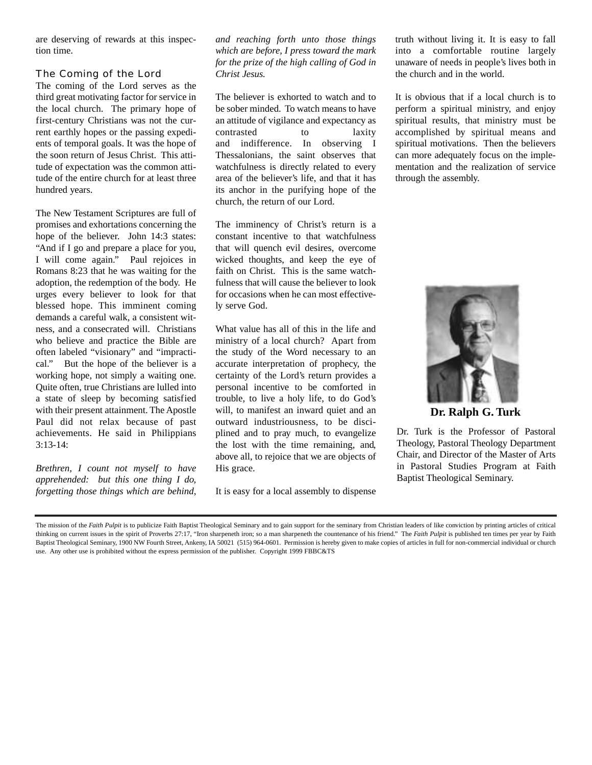are deserving of rewards at this inspection time.

## The Coming of the Lord

The coming of the Lord serves as the third great motivating factor for service in the local church. The primary hope of first-century Christians was not the current earthly hopes or the passing expedients of temporal goals. It was the hope of the soon return of Jesus Christ. This attitude of expectation was the common attitude of the entire church for at least three hundred years.

The New Testament Scriptures are full of promises and exhortations concerning the hope of the believer. John 14:3 states: "And if I go and prepare a place for you, I will come again." Paul rejoices in Romans 8:23 that he was waiting for the adoption, the redemption of the body. He urges every believer to look for that blessed hope. This imminent coming demands a careful walk, a consistent witness, and a consecrated will. Christians who believe and practice the Bible are often labeled "visionary" and "impractical." But the hope of the believer is a working hope, not simply a waiting one. Quite often, true Christians are lulled into a state of sleep by becoming satisfied with their present attainment. The Apostle Paul did not relax because of past achievements. He said in Philippians 3:13-14:

*Brethren, I count not myself to have apprehended: but this one thing I do, forgetting those things which are behind, and reaching forth unto those things which are before, I press toward the mark for the prize of the high calling of God in Christ Jesus.*

The believer is exhorted to watch and to be sober minded. To watch means to have an attitude of vigilance and expectancy as contrasted to laxity and indifference. In observing I Thessalonians, the saint observes that watchfulness is directly related to every area of the believer's life, and that it has its anchor in the purifying hope of the church, the return of our Lord.

The imminency of Christ's return is a constant incentive to that watchfulness that will quench evil desires, overcome wicked thoughts, and keep the eye of faith on Christ. This is the same watchfulness that will cause the believer to look for occasions when he can most effectively serve God.

What value has all of this in the life and ministry of a local church? Apart from the study of the Word necessary to an accurate interpretation of prophecy, the certainty of the Lord's return provides a personal incentive to be comforted in trouble, to live a holy life, to do God's will, to manifest an inward quiet and an outward industriousness, to be disciplined and to pray much, to evangelize the lost with the time remaining, and, above all, to rejoice that we are objects of His grace.

It is easy for a local assembly to dispense truth without living it. It is easy to fall into a comfortable routine largely unaware of needs in people's lives both in the church and in the world.

It is obvious that if a local church is to perform a spiritual ministry, and enjoy spiritual results, that ministry must be accomplished by spiritual means and spiritual motivations. Then the believers can more adequately focus on the implementation and the realization of service through the assembly.

**Dr. Ralph G. Turk**

Dr. Turk is the Professor of Pastoral Theology, Pastoral Theology Department Chair, and Director of the Master of Arts in Pastoral Studies Program at Faith Baptist Theological Seminary.

---

The mission of the *Faith Pulpit* is to publicize Faith Baptist Theological Seminary and to gain support for the seminary from Christian leaders of like conviction by printing articles of critical thinking on current issues in the spirit of Proverbs 27:17, "Iron sharpeneth iron; so a man sharpeneth the countenance of his friend." The *Faith Pulpit* is published ten times per year by Faith Baptist Theological Seminary, 1900 NW Fourth Street, Ankeny, IA 50021 (515) 964-0601. Permission is hereby given to make copies of articles in full for non-commercial individual or church use. Any other use is prohibited without the express permission of the publisher. Copyright 1999 FBBC&TS